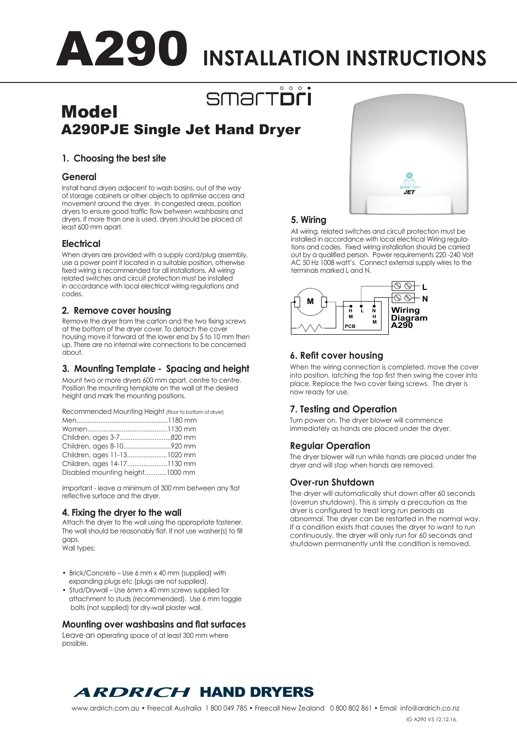# A290 INSTALLATION INSTRUCTIONS

smartdri

## Model
## A290PJE Single Jet Hand Dryer

### 1. Choosing the best site

#### General

Install hand dryers adjacent to wash basins, out of the way of storage cabinets or other objects to optimise access and movement around the dryer. In congested areas, position dryers to ensure good traffic flow between washbasins and dryers. If more than one is used, dryers should be placed at least 600 mm apart.

#### Electrical

When dryers are provided with a supply cord/plug assembly, use a power point if located in a suitable position, otherwise fixed wiring is recommended for all installations. All wiring related switches and circuit protection must be installed in accordance with local electrical wiring regulations and codes.

### 2. Remove cover housing

Remove the dryer from the carton and the two fixing screws at the bottom of the dryer cover. To detach the cover housing move it forward at the lower end by 5 to 10 mm then up. There are no internal wire connections to be concerned about.

### 3. Mounting Template - Spacing and height

Mount two or more dryers 600 mm apart, centre to centre. Position the mounting template on the wall at the desired height and mark the mounting positions.

Recommended Mounting Height (Floor to bottom of dryer)

| | |
|---|---|
| Men | 1180 mm |
| Women | 1130 mm |
| Children, ages 3-7 | 820 mm |
| Children, ages 8-10 | 920 mm |
| Children, ages 11-13 | 1020 mm |
| Children, ages 14-17 | 1130 mm |
| Disabled mounting height | 1000 mm |

Important - leave a minimum of 300 mm between any flat reflective surface and the dryer.

### 4. Fixing the dryer to the wall

Attach the dryer to the wall using the appropriate fastener. The wall should be reasonably flat. If not use washer(s) to fill gaps.
Wall types:

- Brick/Concrete – Use 6 mm x 40 mm (supplied) with expanding plugs etc (plugs are not supplied).
- Stud/Drywall – Use 6mm x 40 mm screws supplied for attachment to studs (recommended). Use 6 mm toggle bolts (not supplied) for dry-wall plaster wall.

#### Mounting over washbasins and flat surfaces

Leave an operating space of at least 300 mm where possible.

### 5. Wiring

All wiring, related switches and circuit protection must be installed in accordance with local electrical Wiring regulations and codes. Fixed wiring installation should be carried out by a qualified person. Power requirements 220 -240 Volt AC 50 Hz 1008 watt's. Connect external supply wires to the terminals marked L and N.

Wiring Diagram A290

### 6. Refit cover housing

When the wiring connection is completed, move the cover into position, latching the top first then swing the cover into place. Replace the two cover fixing screws. The dryer is now ready for use.

### 7. Testing and Operation

Turn power on. The dryer blower will commence immediately as hands are placed under the dryer.

#### Regular Operation

The dryer blower will run while hands are placed under the dryer and will stop when hands are removed.

#### Over-run Shutdown

The dryer will automatically shut down after 60 seconds (overrun shutdown). This is simply a precaution as the dryer is configured to treat long run periods as abnormal. The dryer can be restarted in the normal way. If a condition exists that causes the dryer to want to run continuously, the dryer will only run for 60 seconds and shutdown permanently until the condition is removed.

**ARDRICH HAND DRYERS**

www.ardrich.com.au • Freecall Australia 1 800 049 785 • Freecall New Zealand 0 800 802 861 • Email info@ardrich.co.nz

IG A290 V5 12.12.16.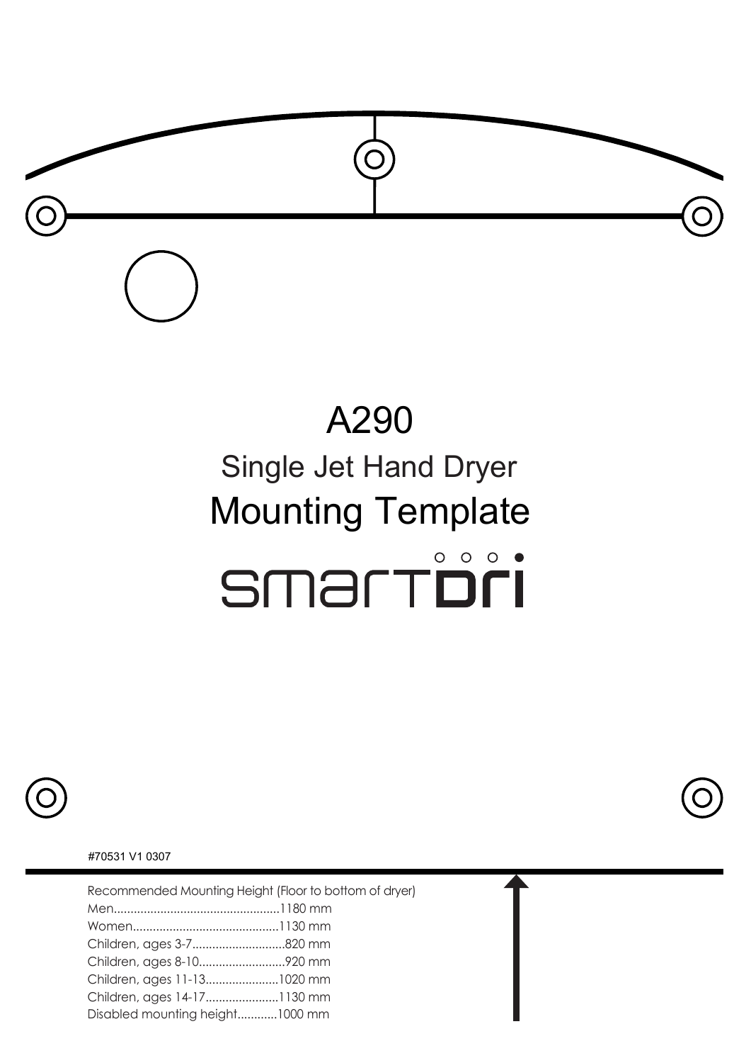# A290

## Single Jet Hand Dryer

## Mounting Template

smartdri

#70531 V1 0307

Recommended Mounting Height (Floor to bottom of dryer)

| | |
|---|---|
| Men | 1180 mm |
| Women | 1130 mm |
| Children, ages 3-7 | 820 mm |
| Children, ages 8-10 | 920 mm |
| Children, ages 11-13 | 1020 mm |
| Children, ages 14-17 | 1130 mm |
| Disabled mounting height | 1000 mm |